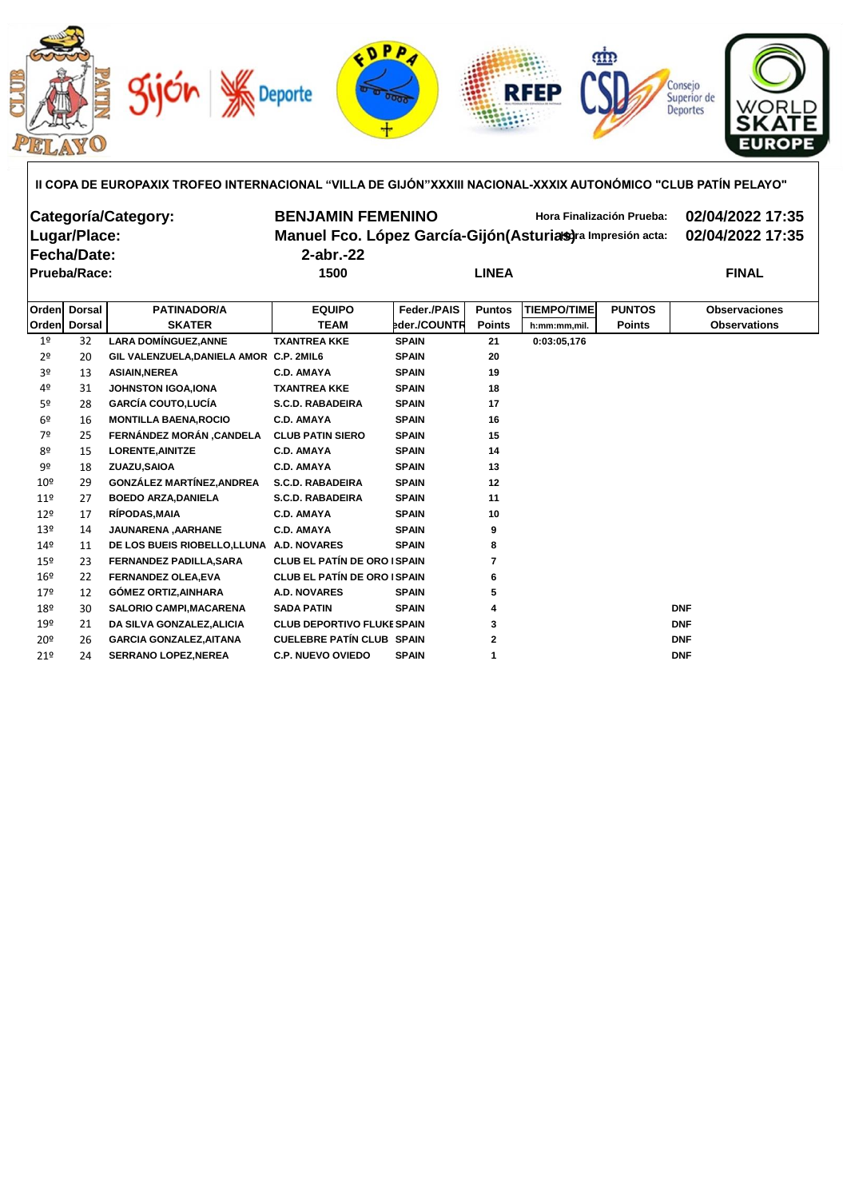**II COPA DE EUROPAXIX TROFEO INTERNACIONAL "VILLA DE GIJÓN"XXXIII NACIONAL-XXXIX AUTONÓMICO "CLUB PATÍN PELAYO"**

| | | | |
|---|---|---|---|
| **Categoría/Category:** | **BENJAMIN FEMENINO** | **Hora Finalización Prueba:** | **02/04/2022 17:35** |
| **Lugar/Place:** | **Manuel Fco. López García-Gijón(Asturias)** | **Hora Impresión acta:** | **02/04/2022 17:35** |
| **Fecha/Date:** | **2-abr.-22** | | |
| **Prueba/Race:** | **1500** | **LINEA** | **FINAL** |

| Orden<br>Orden | Dorsal<br>Dorsal | PATINADOR/A<br>SKATER | EQUIPO<br>TEAM | Feder./PAIS<br>Feder./COUNTR | Puntos<br>Points | TIEMPO/TIME<br>h:mm:mm,mil. | PUNTOS<br>Points | Observaciones<br>Observations |
|---|---|---|---|---|---|---|---|---|
| 1º | 32 | LARA DOMÍNGUEZ,ANNE | TXANTREA KKE | SPAIN | 21 | 0:03:05,176 | | |
| 2º | 20 | GIL VALENZUELA,DANIELA AMOR | C.P. 2MIL6 | SPAIN | 20 | | | |
| 3º | 13 | ASIAIN,NEREA | C.D. AMAYA | SPAIN | 19 | | | |
| 4º | 31 | JOHNSTON IGOA,IONA | TXANTREA KKE | SPAIN | 18 | | | |
| 5º | 28 | GARCÍA COUTO,LUCÍA | S.C.D. RABADEIRA | SPAIN | 17 | | | |
| 6º | 16 | MONTILLA BAENA,ROCIO | C.D. AMAYA | SPAIN | 16 | | | |
| 7º | 25 | FERNÁNDEZ MORÁN ,CANDELA | CLUB PATIN SIERO | SPAIN | 15 | | | |
| 8º | 15 | LORENTE,AINITZE | C.D. AMAYA | SPAIN | 14 | | | |
| 9º | 18 | ZUAZU,SAIOA | C.D. AMAYA | SPAIN | 13 | | | |
| 10º | 29 | GONZÁLEZ MARTÍNEZ,ANDREA | S.C.D. RABADEIRA | SPAIN | 12 | | | |
| 11º | 27 | BOEDO ARZA,DANIELA | S.C.D. RABADEIRA | SPAIN | 11 | | | |
| 12º | 17 | RÍPODAS,MAIA | C.D. AMAYA | SPAIN | 10 | | | |
| 13º | 14 | JAUNARENA ,AARHANE | C.D. AMAYA | SPAIN | 9 | | | |
| 14º | 11 | DE LOS BUEIS RIOBELLO,LLUNA | A.D. NOVARES | SPAIN | 8 | | | |
| 15º | 23 | FERNANDEZ PADILLA,SARA | CLUB EL PATÍN DE ORO I | SPAIN | 7 | | | |
| 16º | 22 | FERNANDEZ OLEA,EVA | CLUB EL PATÍN DE ORO I | SPAIN | 6 | | | |
| 17º | 12 | GÓMEZ ORTIZ,AINHARA | A.D. NOVARES | SPAIN | 5 | | | |
| 18º | 30 | SALORIO CAMPI,MACARENA | SADA PATIN | SPAIN | 4 | | | DNF |
| 19º | 21 | DA SILVA GONZALEZ,ALICIA | CLUB DEPORTIVO FLUKE | SPAIN | 3 | | | DNF |
| 20º | 26 | GARCIA GONZALEZ,AITANA | CUELEBRE PATÍN CLUB | SPAIN | 2 | | | DNF |
| 21º | 24 | SERRANO LOPEZ,NEREA | C.P. NUEVO OVIEDO | SPAIN | 1 | | | DNF |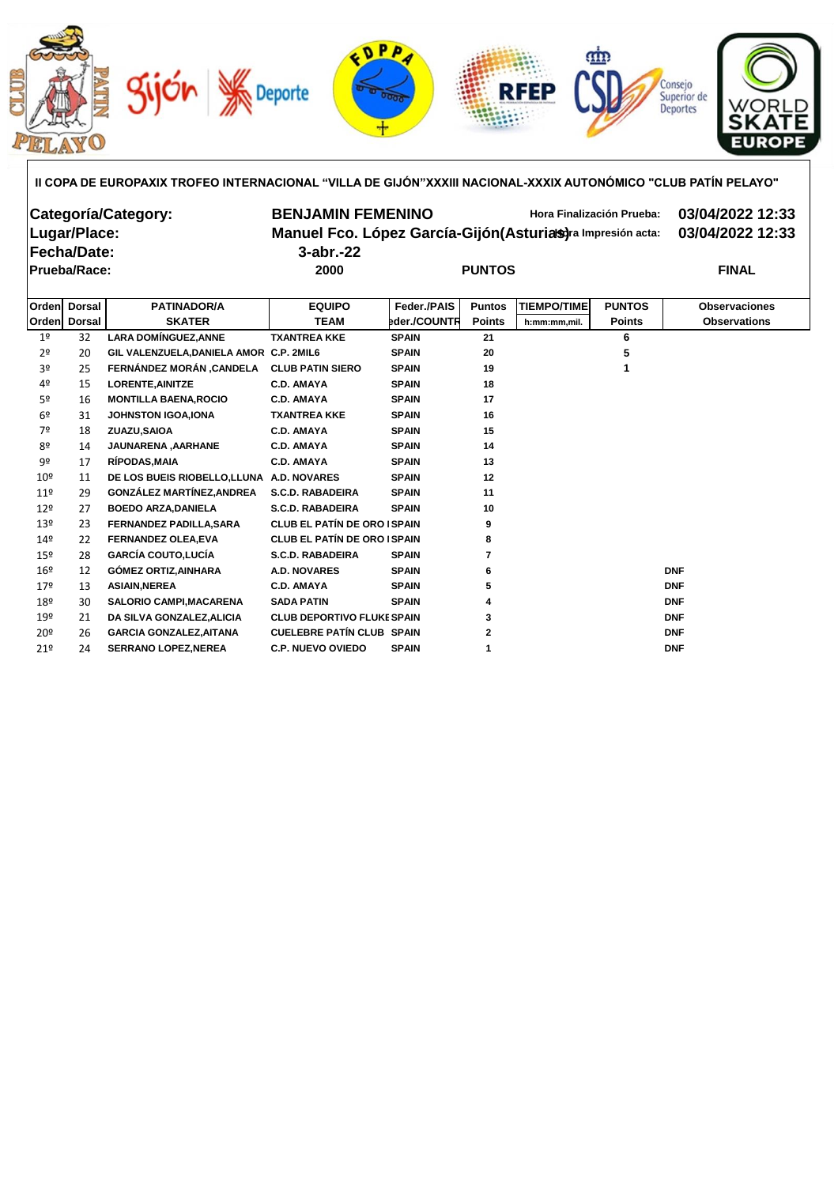**II COPA DE EUROPAXIX TROFEO INTERNACIONAL "VILLA DE GIJÓN"XXXIII NACIONAL-XXXIX AUTONÓMICO "CLUB PATÍN PELAYO"**

| | | | |
|---|---|---|---|
| **Categoría/Category:** | **BENJAMIN FEMENINO** | **Hora Finalización Prueba:** | **03/04/2022 12:33** |
| **Lugar/Place:** | **Manuel Fco. López García-Gijón(Asturias)** | **Hora Impresión acta:** | **03/04/2022 12:33** |
| **Fecha/Date:** | **3-abr.-22** | | |
| **Prueba/Race:** | **2000** | **PUNTOS** | **FINAL** |

| Orden | Dorsal | PATINADOR/A | EQUIPO | Feder./PAIS | Puntos | TIEMPO/TIME | PUNTOS | Observaciones |
|---|---|---|---|---|---|---|---|---|
| Orden | Dorsal | SKATER | TEAM | Feder./COUNTR | Points | h:mm:mm,mil. | Points | Observations |
| 1º | 32 | LARA DOMÍNGUEZ,ANNE | TXANTREA KKE | SPAIN | 21 | | 6 | |
| 2º | 20 | GIL VALENZUELA,DANIELA AMOR | C.P. 2MIL6 | SPAIN | 20 | | 5 | |
| 3º | 25 | FERNÁNDEZ MORÁN ,CANDELA | CLUB PATIN SIERO | SPAIN | 19 | | 1 | |
| 4º | 15 | LORENTE,AINITZE | C.D. AMAYA | SPAIN | 18 | | | |
| 5º | 16 | MONTILLA BAENA,ROCIO | C.D. AMAYA | SPAIN | 17 | | | |
| 6º | 31 | JOHNSTON IGOA,IONA | TXANTREA KKE | SPAIN | 16 | | | |
| 7º | 18 | ZUAZU,SAIOA | C.D. AMAYA | SPAIN | 15 | | | |
| 8º | 14 | JAUNARENA ,AARHANE | C.D. AMAYA | SPAIN | 14 | | | |
| 9º | 17 | RÍPODAS,MAIA | C.D. AMAYA | SPAIN | 13 | | | |
| 10º | 11 | DE LOS BUEIS RIOBELLO,LLUNA | A.D. NOVARES | SPAIN | 12 | | | |
| 11º | 29 | GONZÁLEZ MARTÍNEZ,ANDREA | S.C.D. RABADEIRA | SPAIN | 11 | | | |
| 12º | 27 | BOEDO ARZA,DANIELA | S.C.D. RABADEIRA | SPAIN | 10 | | | |
| 13º | 23 | FERNANDEZ PADILLA,SARA | CLUB EL PATÍN DE ORO I | SPAIN | 9 | | | |
| 14º | 22 | FERNANDEZ OLEA,EVA | CLUB EL PATÍN DE ORO I | SPAIN | 8 | | | |
| 15º | 28 | GARCÍA COUTO,LUCÍA | S.C.D. RABADEIRA | SPAIN | 7 | | | |
| 16º | 12 | GÓMEZ ORTIZ,AINHARA | A.D. NOVARES | SPAIN | 6 | | | DNF |
| 17º | 13 | ASIAIN,NEREA | C.D. AMAYA | SPAIN | 5 | | | DNF |
| 18º | 30 | SALORIO CAMPI,MACARENA | SADA PATIN | SPAIN | 4 | | | DNF |
| 19º | 21 | DA SILVA GONZALEZ,ALICIA | CLUB DEPORTIVO FLUKE | SPAIN | 3 | | | DNF |
| 20º | 26 | GARCIA GONZALEZ,AITANA | CUELEBRE PATÍN CLUB | SPAIN | 2 | | | DNF |
| 21º | 24 | SERRANO LOPEZ,NEREA | C.P. NUEVO OVIEDO | SPAIN | 1 | | | DNF |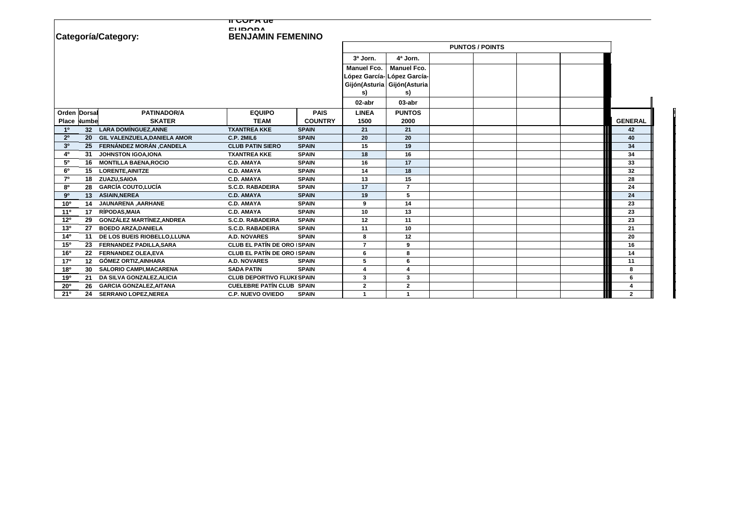II COPA de EUROPA

**Categoría/Category:** **BENJAMIN FEMENINO**

| Orden Place | Dorsal Number | PATINADOR/A SKATER | EQUIPO TEAM | PAIS COUNTRY | 3ª Jorn. Manuel Fco. López García-Gijón(Asturias) 02-abr LINEA 1500 | 4ª Jorn. Manuel Fco. López García-Gijón(Asturias) 03-abr PUNTOS 2000 | | | | | GENERAL |
|---|---|---|---|---|---|---|---|---|---|---|---|
| 1º | 32 | LARA DOMÍNGUEZ,ANNE | TXANTREA KKE | SPAIN | 21 | 21 | | | | | 42 |
| 2º | 20 | GIL VALENZUELA,DANIELA AMOR | C.P. 2MIL6 | SPAIN | 20 | 20 | | | | | 40 |
| 3º | 25 | FERNÁNDEZ MORÁN ,CANDELA | CLUB PATIN SIERO | SPAIN | 15 | 19 | | | | | 34 |
| 4º | 31 | JOHNSTON IGOA,IONA | TXANTREA KKE | SPAIN | 18 | 16 | | | | | 34 |
| 5º | 16 | MONTILLA BAENA,ROCIO | C.D. AMAYA | SPAIN | 16 | 17 | | | | | 33 |
| 6º | 15 | LORENTE,AINITZE | C.D. AMAYA | SPAIN | 14 | 18 | | | | | 32 |
| 7º | 18 | ZUAZU,SAIOA | C.D. AMAYA | SPAIN | 13 | 15 | | | | | 28 |
| 8º | 28 | GARCÍA COUTO,LUCÍA | S.C.D. RABADEIRA | SPAIN | 17 | 7 | | | | | 24 |
| 9º | 13 | ASIAIN,NEREA | C.D. AMAYA | SPAIN | 19 | 5 | | | | | 24 |
| 10º | 14 | JAUNARENA ,AARHANE | C.D. AMAYA | SPAIN | 9 | 14 | | | | | 23 |
| 11º | 17 | RÍPODAS,MAIA | C.D. AMAYA | SPAIN | 10 | 13 | | | | | 23 |
| 12º | 29 | GONZÁLEZ MARTÍNEZ,ANDREA | S.C.D. RABADEIRA | SPAIN | 12 | 11 | | | | | 23 |
| 13º | 27 | BOEDO ARZA,DANIELA | S.C.D. RABADEIRA | SPAIN | 11 | 10 | | | | | 21 |
| 14º | 11 | DE LOS BUEIS RIOBELLO,LLUNA | A.D. NOVARES | SPAIN | 8 | 12 | | | | | 20 |
| 15º | 23 | FERNANDEZ PADILLA,SARA | CLUB EL PATÍN DE ORO I | SPAIN | 7 | 9 | | | | | 16 |
| 16º | 22 | FERNANDEZ OLEA,EVA | CLUB EL PATÍN DE ORO I | SPAIN | 6 | 8 | | | | | 14 |
| 17º | 12 | GÓMEZ ORTIZ,AINHARA | A.D. NOVARES | SPAIN | 5 | 6 | | | | | 11 |
| 18º | 30 | SALORIO CAMPI,MACARENA | SADA PATIN | SPAIN | 4 | 4 | | | | | 8 |
| 19º | 21 | DA SILVA GONZALEZ,ALICIA | CLUB DEPORTIVO FLUKE | SPAIN | 3 | 3 | | | | | 6 |
| 20º | 26 | GARCIA GONZALEZ,AITANA | CUELEBRE PATÍN CLUB | SPAIN | 2 | 2 | | | | | 4 |
| 21º | 24 | SERRANO LOPEZ,NEREA | C.P. NUEVO OVIEDO | SPAIN | 1 | 1 | | | | | 2 |